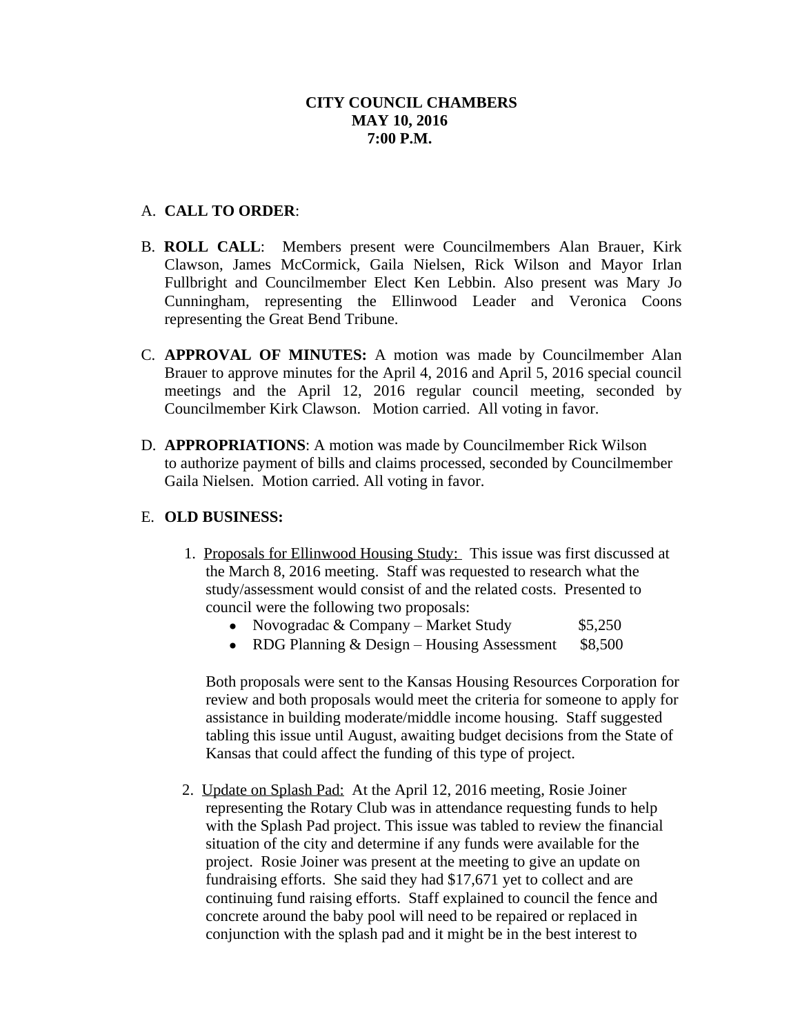**CITY COUNCIL CHAMBERS**
**MAY 10, 2016**
**7:00 P.M.**

A. **CALL TO ORDER**:

B. **ROLL CALL**: Members present were Councilmembers Alan Brauer, Kirk Clawson, James McCormick, Gaila Nielsen, Rick Wilson and Mayor Irlan Fullbright and Councilmember Elect Ken Lebbin. Also present was Mary Jo Cunningham, representing the Ellinwood Leader and Veronica Coons representing the Great Bend Tribune.

C. **APPROVAL OF MINUTES:** A motion was made by Councilmember Alan Brauer to approve minutes for the April 4, 2016 and April 5, 2016 special council meetings and the April 12, 2016 regular council meeting, seconded by Councilmember Kirk Clawson. Motion carried. All voting in favor.

D. **APPROPRIATIONS**: A motion was made by Councilmember Rick Wilson to authorize payment of bills and claims processed, seconded by Councilmember Gaila Nielsen. Motion carried. All voting in favor.

E. **OLD BUSINESS:**

1. Proposals for Ellinwood Housing Study: This issue was first discussed at the March 8, 2016 meeting. Staff was requested to research what the study/assessment would consist of and the related costs. Presented to council were the following two proposals:
   - Novogradac & Company – Market Study $5,250
   - RDG Planning & Design – Housing Assessment $8,500

   Both proposals were sent to the Kansas Housing Resources Corporation for review and both proposals would meet the criteria for someone to apply for assistance in building moderate/middle income housing. Staff suggested tabling this issue until August, awaiting budget decisions from the State of Kansas that could affect the funding of this type of project.

2. Update on Splash Pad: At the April 12, 2016 meeting, Rosie Joiner representing the Rotary Club was in attendance requesting funds to help with the Splash Pad project. This issue was tabled to review the financial situation of the city and determine if any funds were available for the project. Rosie Joiner was present at the meeting to give an update on fundraising efforts. She said they had $17,671 yet to collect and are continuing fund raising efforts. Staff explained to council the fence and concrete around the baby pool will need to be repaired or replaced in conjunction with the splash pad and it might be in the best interest to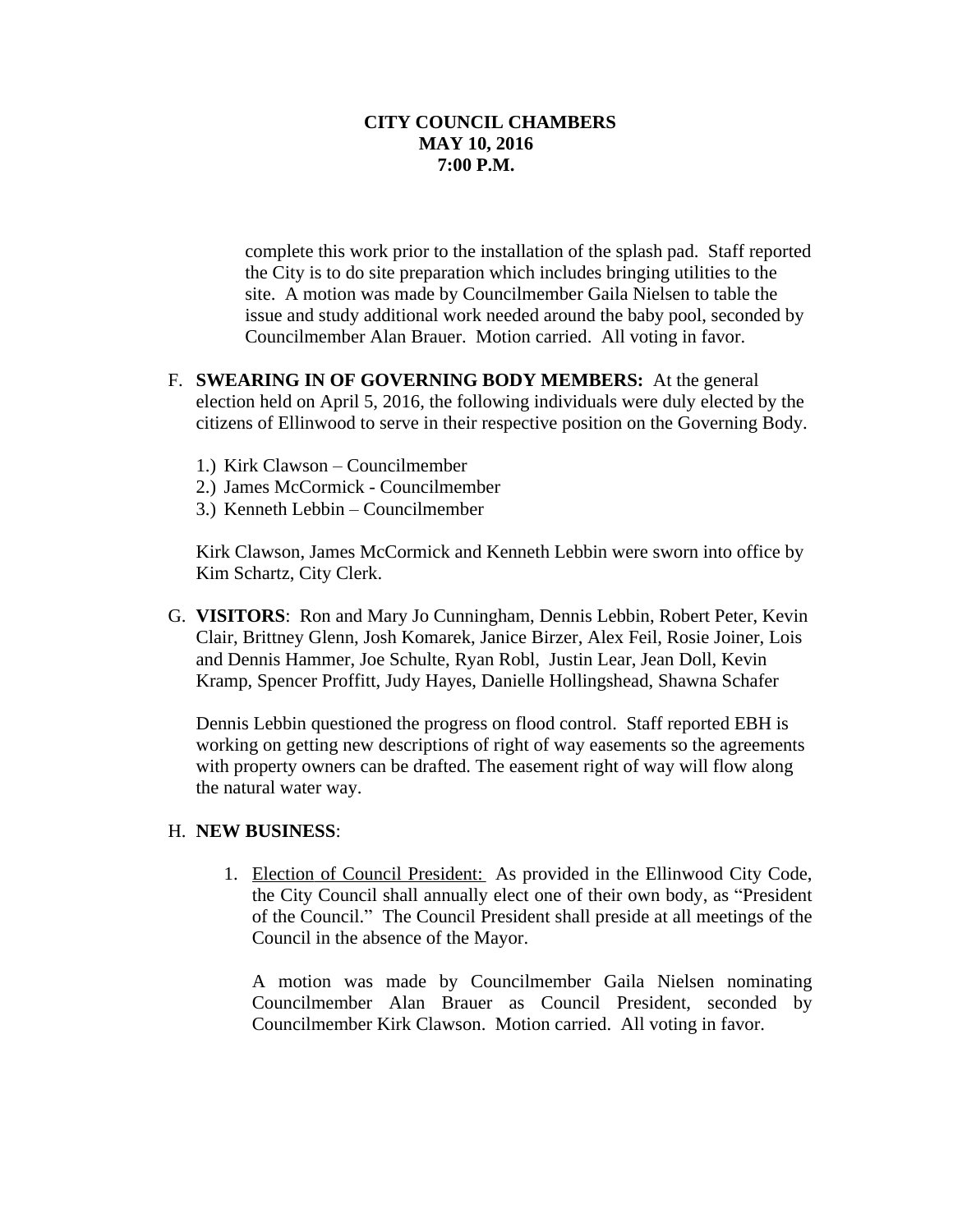complete this work prior to the installation of the splash pad. Staff reported the City is to do site preparation which includes bringing utilities to the site. A motion was made by Councilmember Gaila Nielsen to table the issue and study additional work needed around the baby pool, seconded by Councilmember Alan Brauer. Motion carried. All voting in favor.

F. **SWEARING IN OF GOVERNING BODY MEMBERS:** At the general election held on April 5, 2016, the following individuals were duly elected by the citizens of Ellinwood to serve in their respective position on the Governing Body.

1.) Kirk Clawson – Councilmember
2.) James McCormick - Councilmember
3.) Kenneth Lebbin – Councilmember

Kirk Clawson, James McCormick and Kenneth Lebbin were sworn into office by Kim Schartz, City Clerk.

G. **VISITORS**: Ron and Mary Jo Cunningham, Dennis Lebbin, Robert Peter, Kevin Clair, Brittney Glenn, Josh Komarek, Janice Birzer, Alex Feil, Rosie Joiner, Lois and Dennis Hammer, Joe Schulte, Ryan Robl, Justin Lear, Jean Doll, Kevin Kramp, Spencer Proffitt, Judy Hayes, Danielle Hollingshead, Shawna Schafer

Dennis Lebbin questioned the progress on flood control. Staff reported EBH is working on getting new descriptions of right of way easements so the agreements with property owners can be drafted. The easement right of way will flow along the natural water way.

H. **NEW BUSINESS**:

1. Election of Council President: As provided in the Ellinwood City Code, the City Council shall annually elect one of their own body, as "President of the Council." The Council President shall preside at all meetings of the Council in the absence of the Mayor.

   A motion was made by Councilmember Gaila Nielsen nominating Councilmember Alan Brauer as Council President, seconded by Councilmember Kirk Clawson. Motion carried. All voting in favor.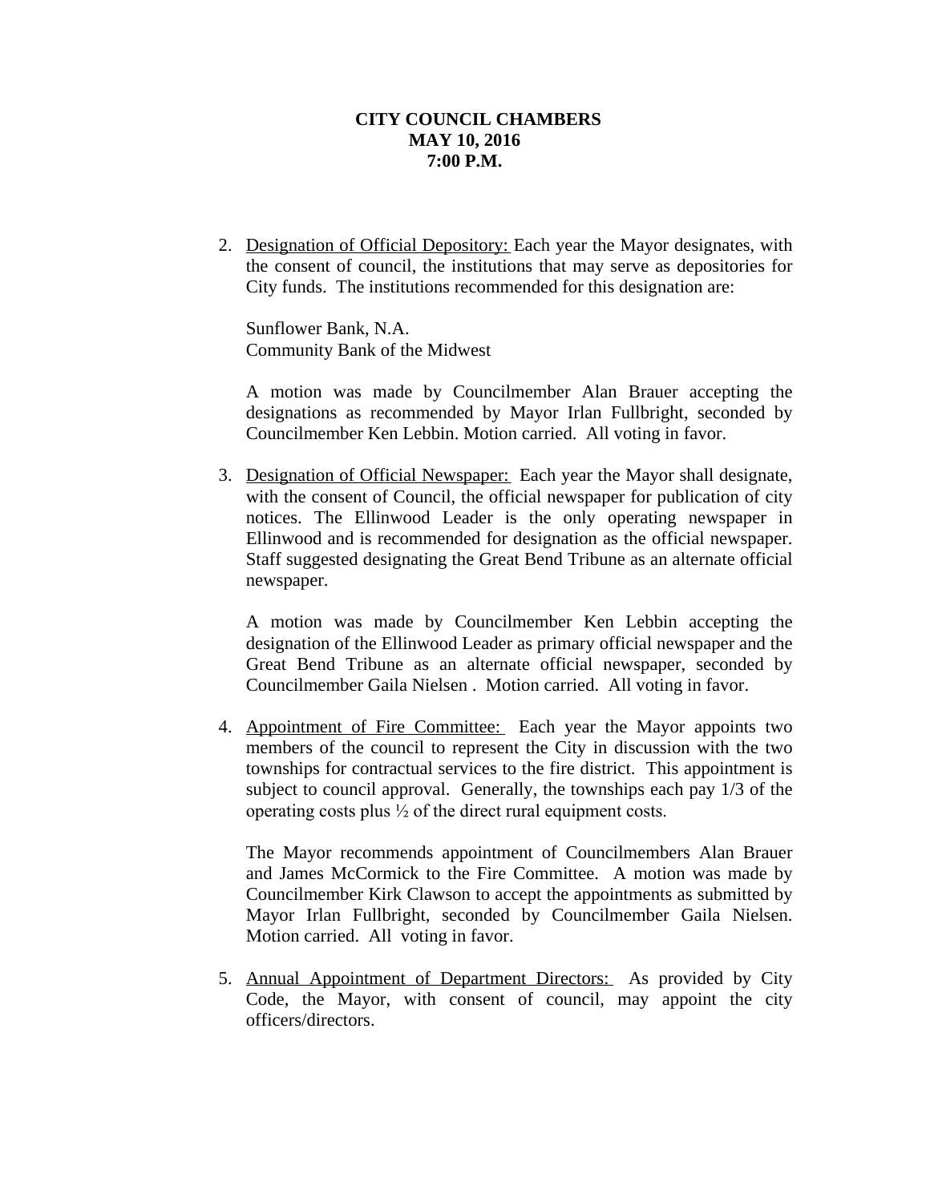**CITY COUNCIL CHAMBERS**
**MAY 10, 2016**
**7:00 P.M.**

2. Designation of Official Depository: Each year the Mayor designates, with the consent of council, the institutions that may serve as depositories for City funds. The institutions recommended for this designation are:

   Sunflower Bank, N.A.
   Community Bank of the Midwest

   A motion was made by Councilmember Alan Brauer accepting the designations as recommended by Mayor Irlan Fullbright, seconded by Councilmember Ken Lebbin. Motion carried. All voting in favor.

3. Designation of Official Newspaper: Each year the Mayor shall designate, with the consent of Council, the official newspaper for publication of city notices. The Ellinwood Leader is the only operating newspaper in Ellinwood and is recommended for designation as the official newspaper. Staff suggested designating the Great Bend Tribune as an alternate official newspaper.

   A motion was made by Councilmember Ken Lebbin accepting the designation of the Ellinwood Leader as primary official newspaper and the Great Bend Tribune as an alternate official newspaper, seconded by Councilmember Gaila Nielsen . Motion carried. All voting in favor.

4. Appointment of Fire Committee: Each year the Mayor appoints two members of the council to represent the City in discussion with the two townships for contractual services to the fire district. This appointment is subject to council approval. Generally, the townships each pay 1/3 of the operating costs plus ½ of the direct rural equipment costs.

   The Mayor recommends appointment of Councilmembers Alan Brauer and James McCormick to the Fire Committee. A motion was made by Councilmember Kirk Clawson to accept the appointments as submitted by Mayor Irlan Fullbright, seconded by Councilmember Gaila Nielsen. Motion carried. All voting in favor.

5. Annual Appointment of Department Directors: As provided by City Code, the Mayor, with consent of council, may appoint the city officers/directors.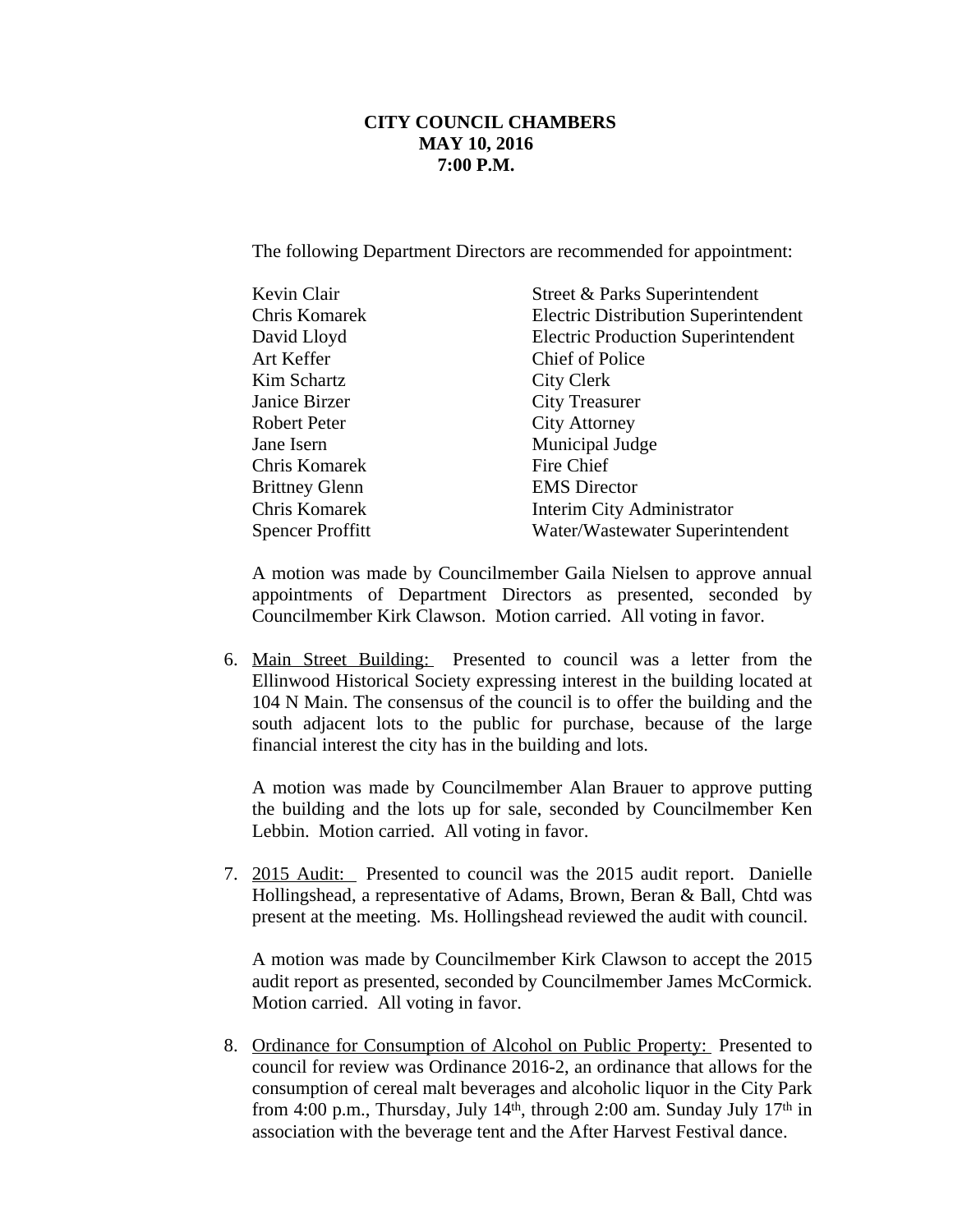**CITY COUNCIL CHAMBERS**
**MAY 10, 2016**
**7:00 P.M.**

The following Department Directors are recommended for appointment:

| | |
|---|---|
| Kevin Clair | Street & Parks Superintendent |
| Chris Komarek | Electric Distribution Superintendent |
| David Lloyd | Electric Production Superintendent |
| Art Keffer | Chief of Police |
| Kim Schartz | City Clerk |
| Janice Birzer | City Treasurer |
| Robert Peter | City Attorney |
| Jane Isern | Municipal Judge |
| Chris Komarek | Fire Chief |
| Brittney Glenn | EMS Director |
| Chris Komarek | Interim City Administrator |
| Spencer Proffitt | Water/Wastewater Superintendent |

A motion was made by Councilmember Gaila Nielsen to approve annual appointments of Department Directors as presented, seconded by Councilmember Kirk Clawson. Motion carried. All voting in favor.

6. Main Street Building: Presented to council was a letter from the Ellinwood Historical Society expressing interest in the building located at 104 N Main. The consensus of the council is to offer the building and the south adjacent lots to the public for purchase, because of the large financial interest the city has in the building and lots.

   A motion was made by Councilmember Alan Brauer to approve putting the building and the lots up for sale, seconded by Councilmember Ken Lebbin. Motion carried. All voting in favor.

7. 2015 Audit: Presented to council was the 2015 audit report. Danielle Hollingshead, a representative of Adams, Brown, Beran & Ball, Chtd was present at the meeting. Ms. Hollingshead reviewed the audit with council.

   A motion was made by Councilmember Kirk Clawson to accept the 2015 audit report as presented, seconded by Councilmember James McCormick. Motion carried. All voting in favor.

8. Ordinance for Consumption of Alcohol on Public Property: Presented to council for review was Ordinance 2016-2, an ordinance that allows for the consumption of cereal malt beverages and alcoholic liquor in the City Park from 4:00 p.m., Thursday, July 14th, through 2:00 am. Sunday July 17th in association with the beverage tent and the After Harvest Festival dance.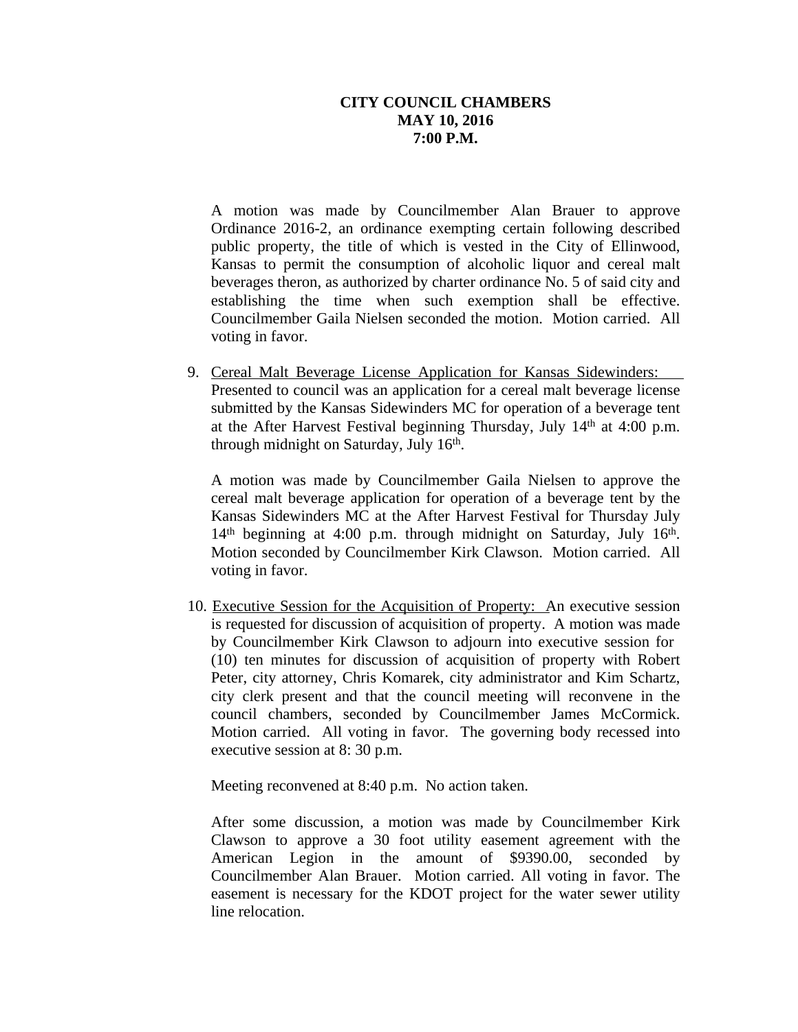**CITY COUNCIL CHAMBERS**
**MAY 10, 2016**
**7:00 P.M.**

A motion was made by Councilmember Alan Brauer to approve Ordinance 2016-2, an ordinance exempting certain following described public property, the title of which is vested in the City of Ellinwood, Kansas to permit the consumption of alcoholic liquor and cereal malt beverages theron, as authorized by charter ordinance No. 5 of said city and establishing the time when such exemption shall be effective. Councilmember Gaila Nielsen seconded the motion. Motion carried. All voting in favor.

9. <u>Cereal Malt Beverage License Application for Kansas Sidewinders:</u> Presented to council was an application for a cereal malt beverage license submitted by the Kansas Sidewinders MC for operation of a beverage tent at the After Harvest Festival beginning Thursday, July 14th at 4:00 p.m. through midnight on Saturday, July 16th.

   A motion was made by Councilmember Gaila Nielsen to approve the cereal malt beverage application for operation of a beverage tent by the Kansas Sidewinders MC at the After Harvest Festival for Thursday July 14th beginning at 4:00 p.m. through midnight on Saturday, July 16th. Motion seconded by Councilmember Kirk Clawson. Motion carried. All voting in favor.

10. <u>Executive Session for the Acquisition of Property:</u> An executive session is requested for discussion of acquisition of property. A motion was made by Councilmember Kirk Clawson to adjourn into executive session for (10) ten minutes for discussion of acquisition of property with Robert Peter, city attorney, Chris Komarek, city administrator and Kim Schartz, city clerk present and that the council meeting will reconvene in the council chambers, seconded by Councilmember James McCormick. Motion carried. All voting in favor. The governing body recessed into executive session at 8: 30 p.m.

    Meeting reconvened at 8:40 p.m. No action taken.

    After some discussion, a motion was made by Councilmember Kirk Clawson to approve a 30 foot utility easement agreement with the American Legion in the amount of $9390.00, seconded by Councilmember Alan Brauer. Motion carried. All voting in favor. The easement is necessary for the KDOT project for the water sewer utility line relocation.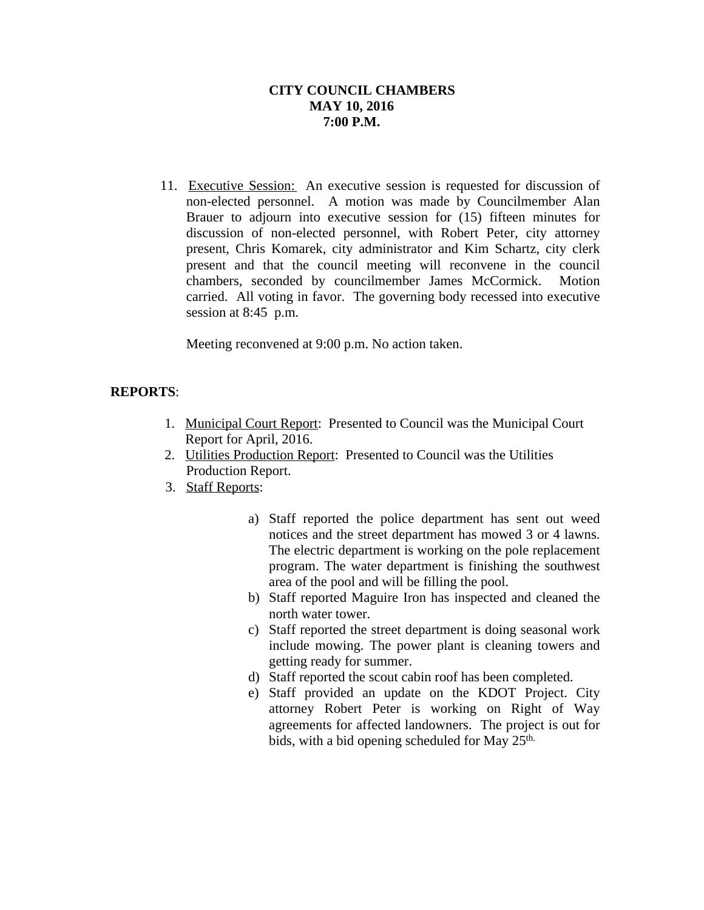**CITY COUNCIL CHAMBERS**
**MAY 10, 2016**
**7:00 P.M.**

11. Executive Session: An executive session is requested for discussion of non-elected personnel. A motion was made by Councilmember Alan Brauer to adjourn into executive session for (15) fifteen minutes for discussion of non-elected personnel, with Robert Peter, city attorney present, Chris Komarek, city administrator and Kim Schartz, city clerk present and that the council meeting will reconvene in the council chambers, seconded by councilmember James McCormick. Motion carried. All voting in favor. The governing body recessed into executive session at 8:45 p.m.

    Meeting reconvened at 9:00 p.m. No action taken.

**REPORTS**:

1. Municipal Court Report: Presented to Council was the Municipal Court Report for April, 2016.
2. Utilities Production Report: Presented to Council was the Utilities Production Report.
3. Staff Reports:

    a) Staff reported the police department has sent out weed notices and the street department has mowed 3 or 4 lawns. The electric department is working on the pole replacement program. The water department is finishing the southwest area of the pool and will be filling the pool.
    b) Staff reported Maguire Iron has inspected and cleaned the north water tower.
    c) Staff reported the street department is doing seasonal work include mowing. The power plant is cleaning towers and getting ready for summer.
    d) Staff reported the scout cabin roof has been completed.
    e) Staff provided an update on the KDOT Project. City attorney Robert Peter is working on Right of Way agreements for affected landowners. The project is out for bids, with a bid opening scheduled for May 25th.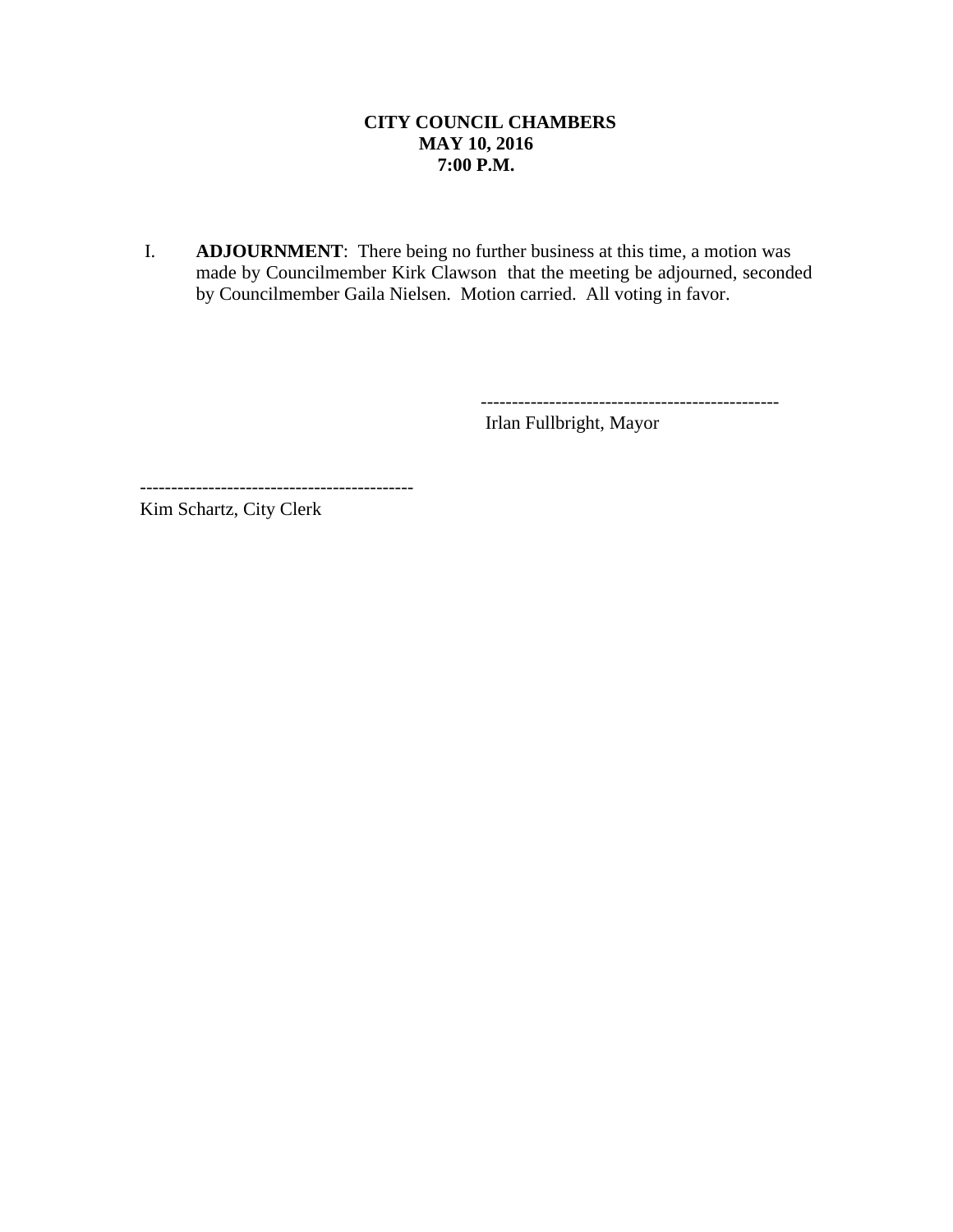**CITY COUNCIL CHAMBERS**
**MAY 10, 2016**
**7:00 P.M.**

I. **ADJOURNMENT**: There being no further business at this time, a motion was made by Councilmember Kirk Clawson that the meeting be adjourned, seconded by Councilmember Gaila Nielsen. Motion carried. All voting in favor.

------------------------------------------------
Irlan Fullbright, Mayor

--------------------------------------------
Kim Schartz, City Clerk